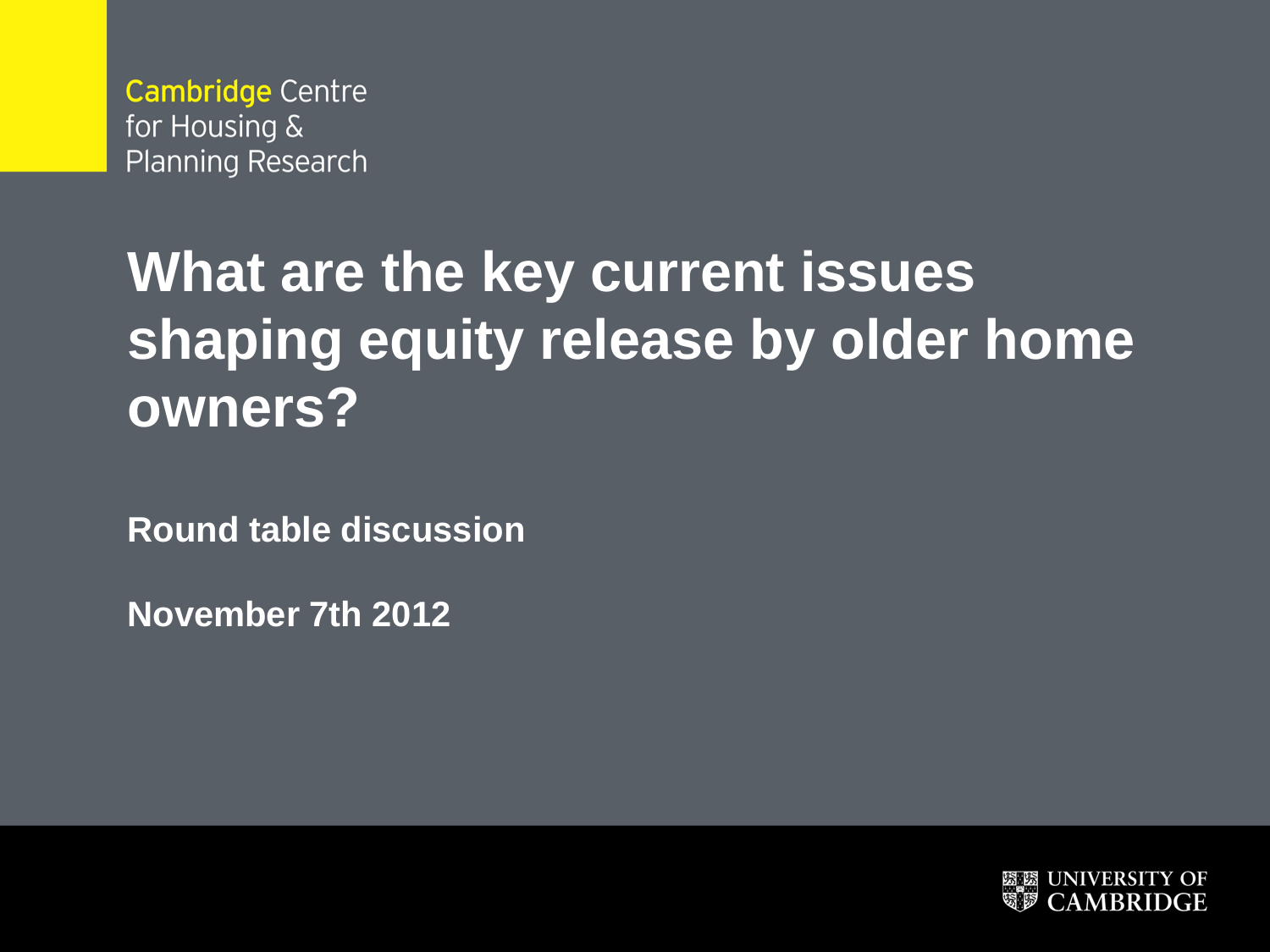Cambridge Centre for Housing & Planning Research

# What are the key current issues shaping equity release by older home owners?

**Round table discussion**

**November 7th 2012**

UNIVERSITY OF CAMBRIDGE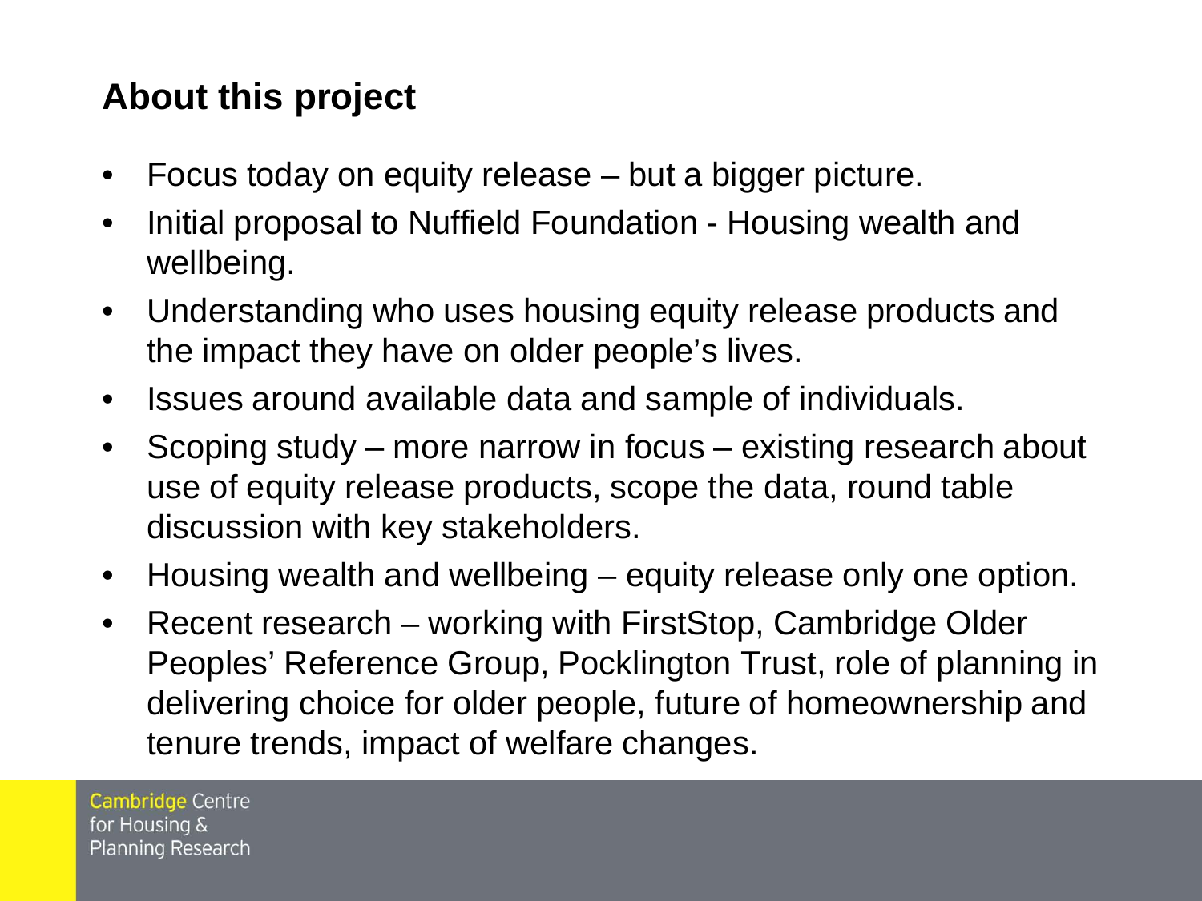## About this project

- Focus today on equity release – but a bigger picture.
- Initial proposal to Nuffield Foundation - Housing wealth and wellbeing.
- Understanding who uses housing equity release products and the impact they have on older people's lives.
- Issues around available data and sample of individuals.
- Scoping study – more narrow in focus – existing research about use of equity release products, scope the data, round table discussion with key stakeholders.
- Housing wealth and wellbeing – equity release only one option.
- Recent research – working with FirstStop, Cambridge Older Peoples' Reference Group, Pocklington Trust, role of planning in delivering choice for older people, future of homeownership and tenure trends, impact of welfare changes.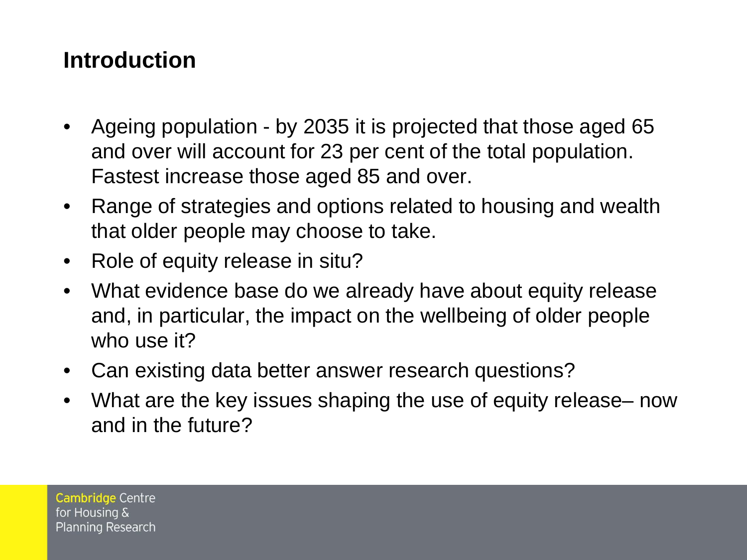## Introduction

- Ageing population - by 2035 it is projected that those aged 65 and over will account for 23 per cent of the total population. Fastest increase those aged 85 and over.
- Range of strategies and options related to housing and wealth that older people may choose to take.
- Role of equity release in situ?
- What evidence base do we already have about equity release and, in particular, the impact on the wellbeing of older people who use it?
- Can existing data better answer research questions?
- What are the key issues shaping the use of equity release– now and in the future?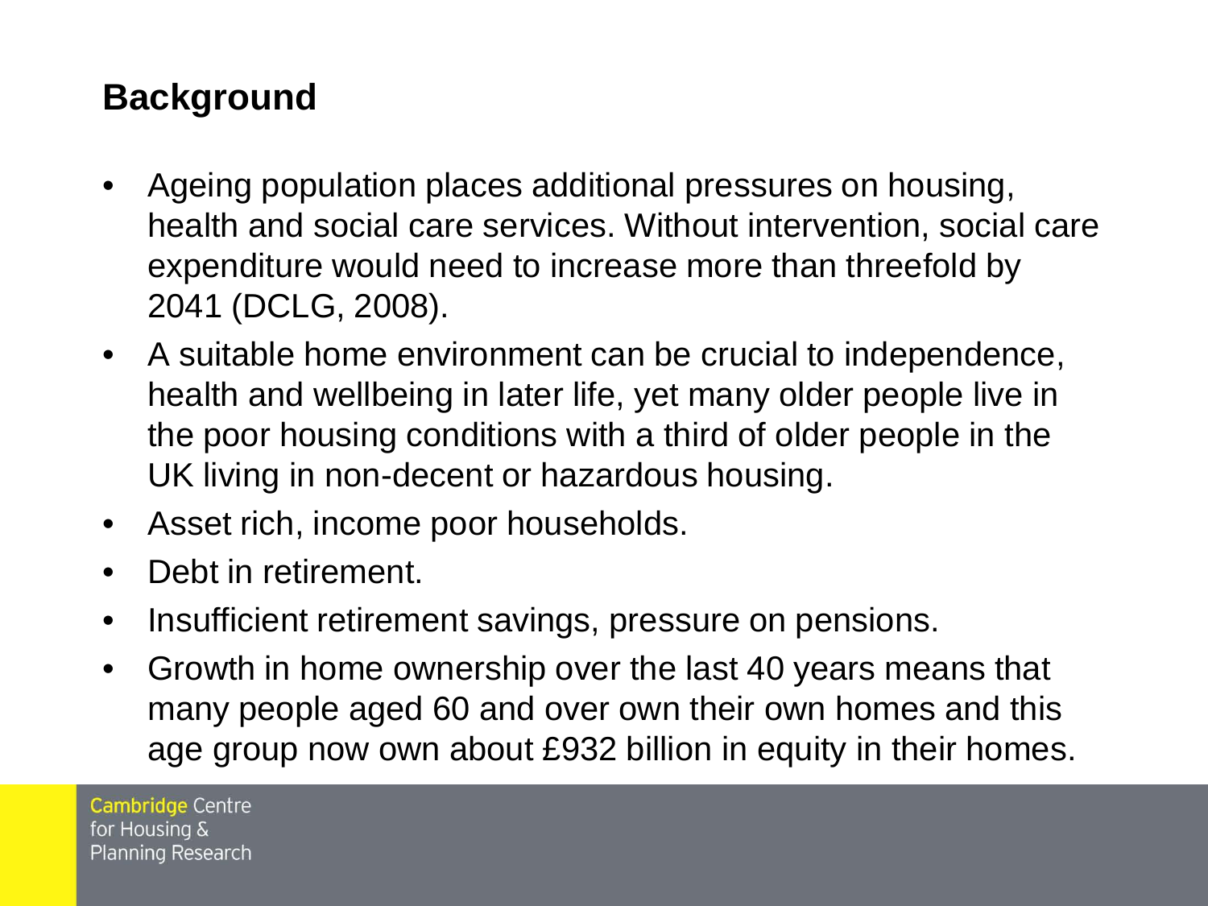## Background

- Ageing population places additional pressures on housing, health and social care services. Without intervention, social care expenditure would need to increase more than threefold by 2041 (DCLG, 2008).
- A suitable home environment can be crucial to independence, health and wellbeing in later life, yet many older people live in the poor housing conditions with a third of older people in the UK living in non-decent or hazardous housing.
- Asset rich, income poor households.
- Debt in retirement.
- Insufficient retirement savings, pressure on pensions.
- Growth in home ownership over the last 40 years means that many people aged 60 and over own their own homes and this age group now own about £932 billion in equity in their homes.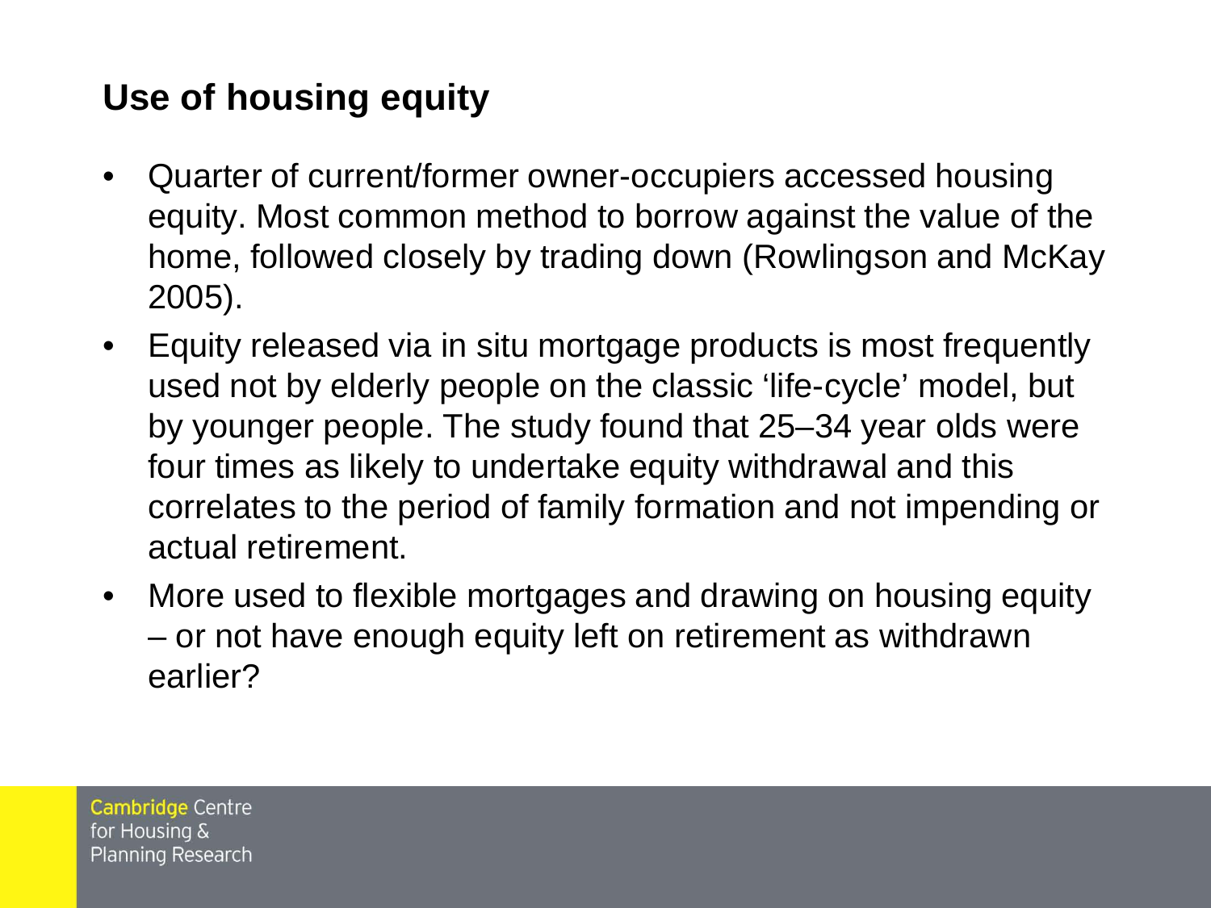## Use of housing equity

- Quarter of current/former owner-occupiers accessed housing equity. Most common method to borrow against the value of the home, followed closely by trading down (Rowlingson and McKay 2005).
- Equity released via in situ mortgage products is most frequently used not by elderly people on the classic 'life-cycle' model, but by younger people. The study found that 25–34 year olds were four times as likely to undertake equity withdrawal and this correlates to the period of family formation and not impending or actual retirement.
- More used to flexible mortgages and drawing on housing equity – or not have enough equity left on retirement as withdrawn earlier?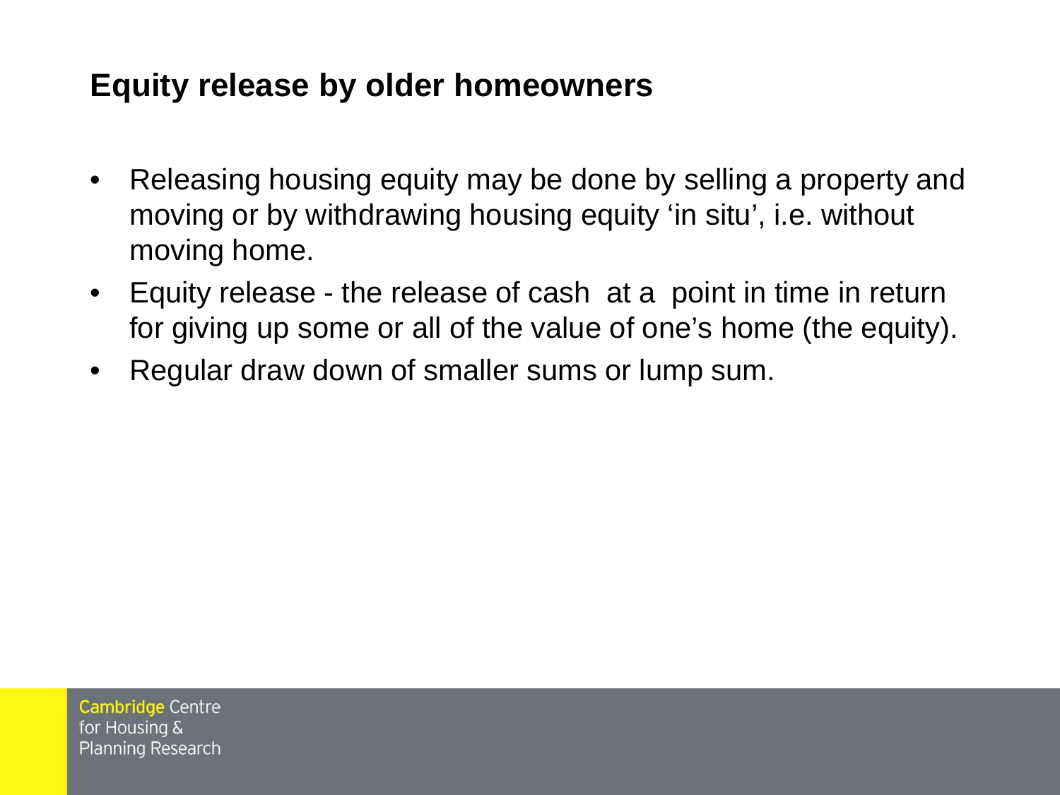## Equity release by older homeowners

- Releasing housing equity may be done by selling a property and moving or by withdrawing housing equity 'in situ', i.e. without moving home.
- Equity release - the release of cash at a point in time in return for giving up some or all of the value of one's home (the equity).
- Regular draw down of smaller sums or lump sum.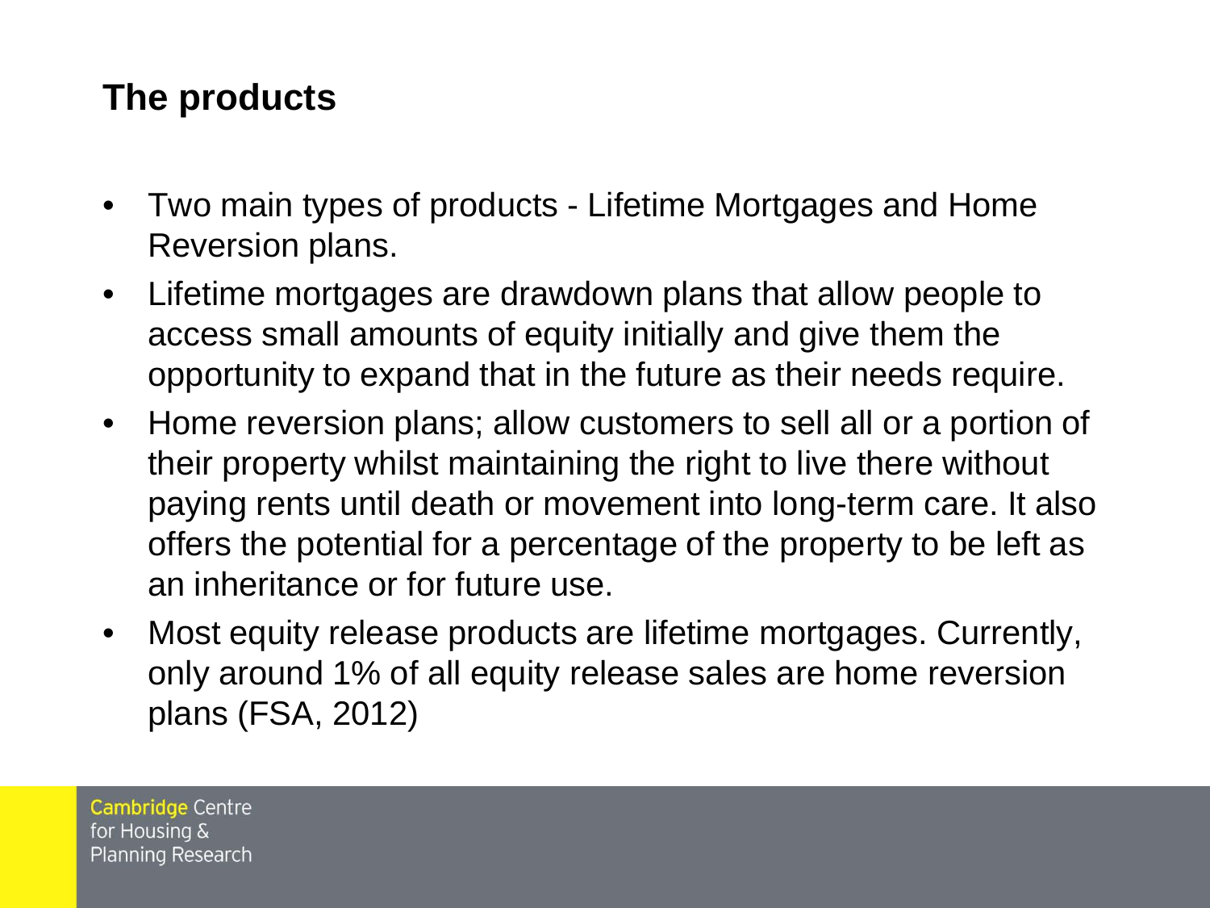## The products

- Two main types of products - Lifetime Mortgages and Home Reversion plans.
- Lifetime mortgages are drawdown plans that allow people to access small amounts of equity initially and give them the opportunity to expand that in the future as their needs require.
- Home reversion plans; allow customers to sell all or a portion of their property whilst maintaining the right to live there without paying rents until death or movement into long-term care. It also offers the potential for a percentage of the property to be left as an inheritance or for future use.
- Most equity release products are lifetime mortgages. Currently, only around 1% of all equity release sales are home reversion plans (FSA, 2012)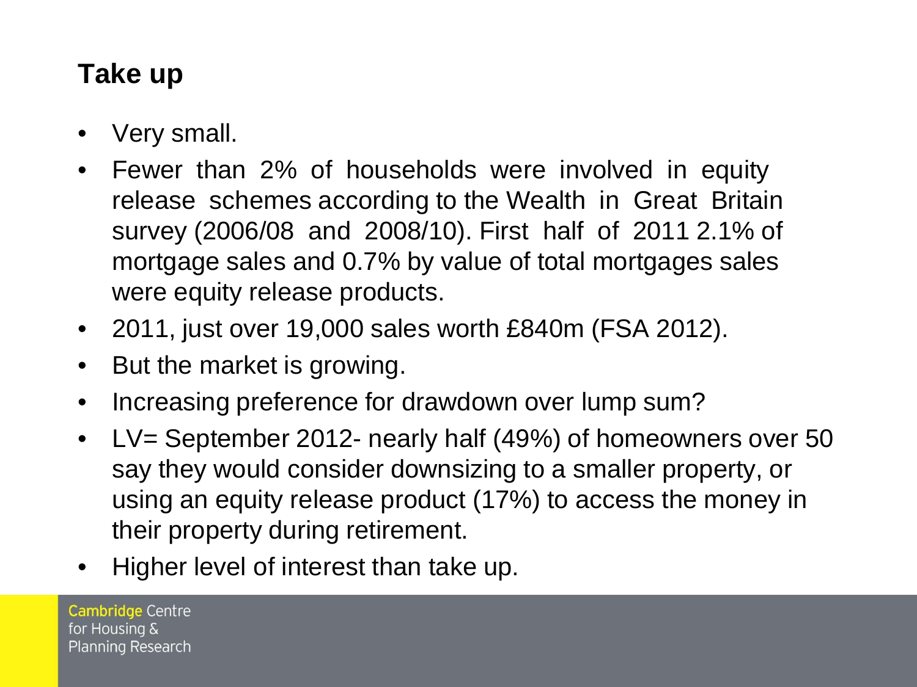## Take up

- Very small.
- Fewer than 2% of households were involved in equity release schemes according to the Wealth in Great Britain survey (2006/08 and 2008/10). First half of 2011 2.1% of mortgage sales and 0.7% by value of total mortgages sales were equity release products.
- 2011, just over 19,000 sales worth £840m (FSA 2012).
- But the market is growing.
- Increasing preference for drawdown over lump sum?
- LV= September 2012- nearly half (49%) of homeowners over 50 say they would consider downsizing to a smaller property, or using an equity release product (17%) to access the money in their property during retirement.
- Higher level of interest than take up.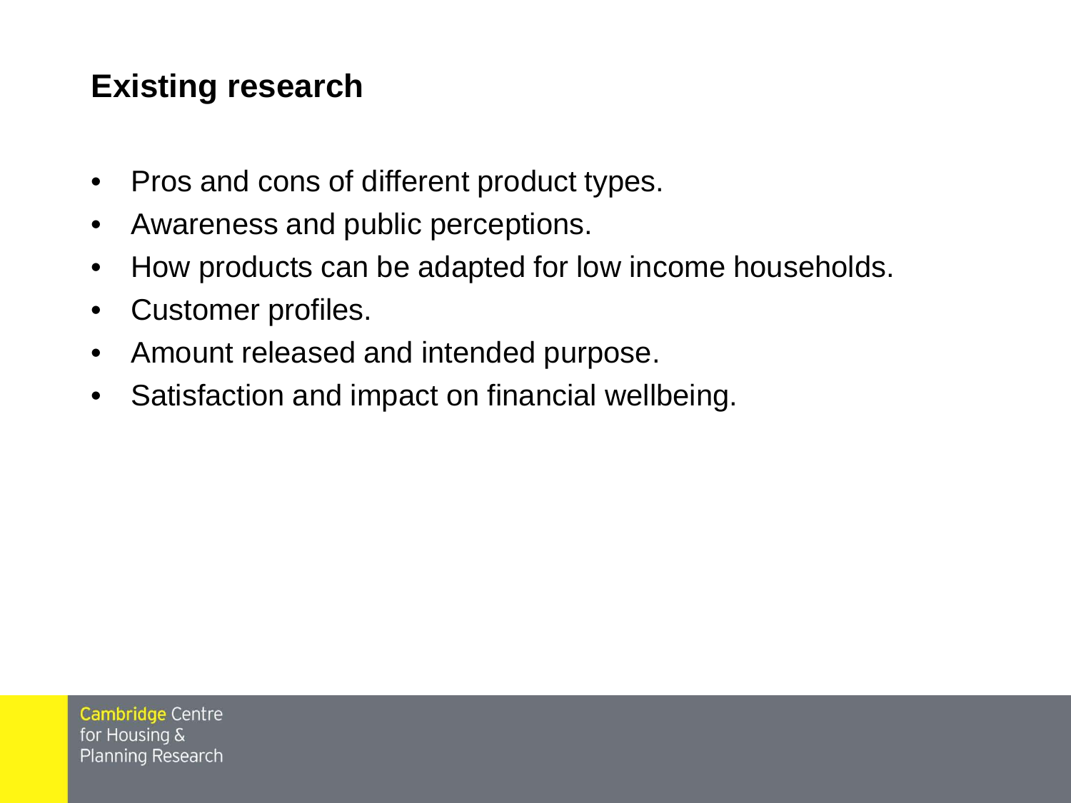## Existing research

- Pros and cons of different product types.
- Awareness and public perceptions.
- How products can be adapted for low income households.
- Customer profiles.
- Amount released and intended purpose.
- Satisfaction and impact on financial wellbeing.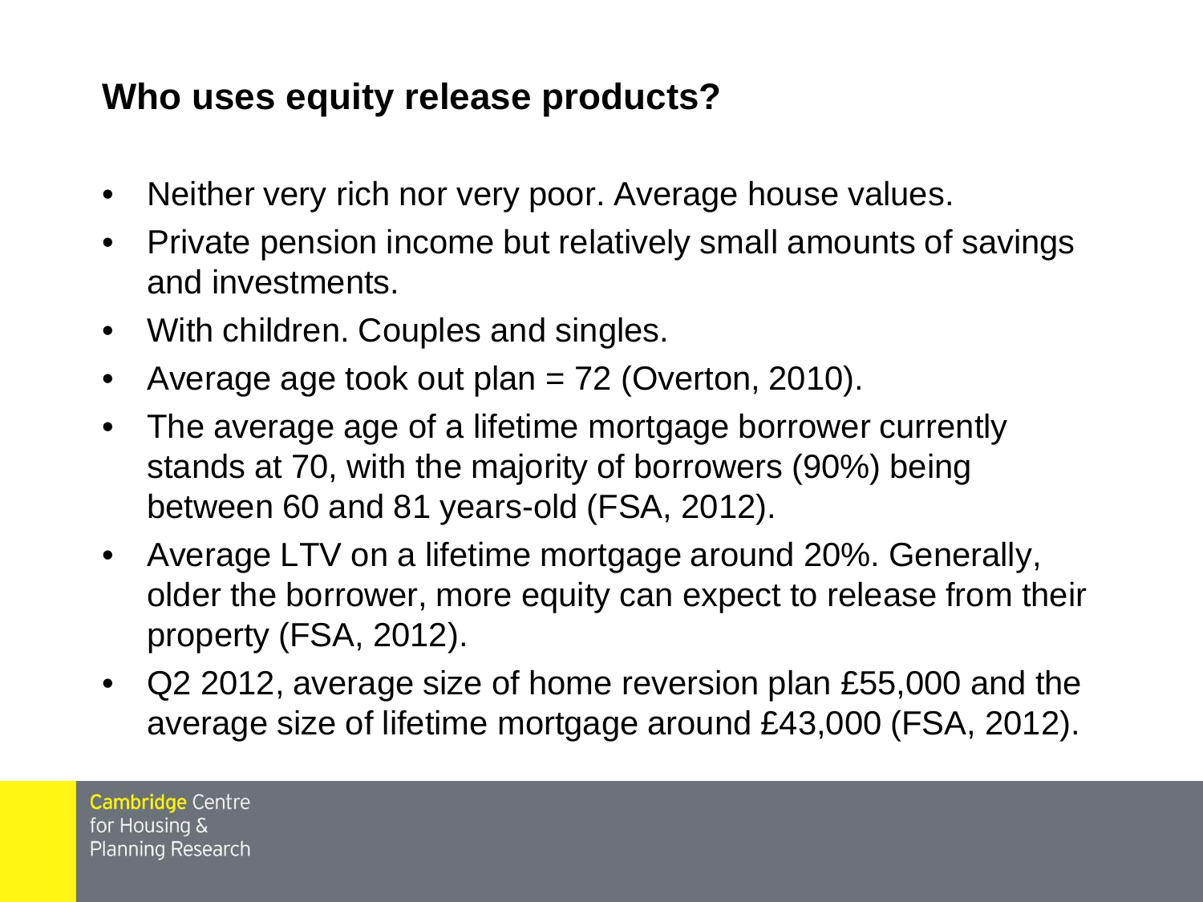## Who uses equity release products?

- Neither very rich nor very poor. Average house values.
- Private pension income but relatively small amounts of savings and investments.
- With children. Couples and singles.
- Average age took out plan = 72 (Overton, 2010).
- The average age of a lifetime mortgage borrower currently stands at 70, with the majority of borrowers (90%) being between 60 and 81 years-old (FSA, 2012).
- Average LTV on a lifetime mortgage around 20%. Generally, older the borrower, more equity can expect to release from their property (FSA, 2012).
- Q2 2012, average size of home reversion plan £55,000 and the average size of lifetime mortgage around £43,000 (FSA, 2012).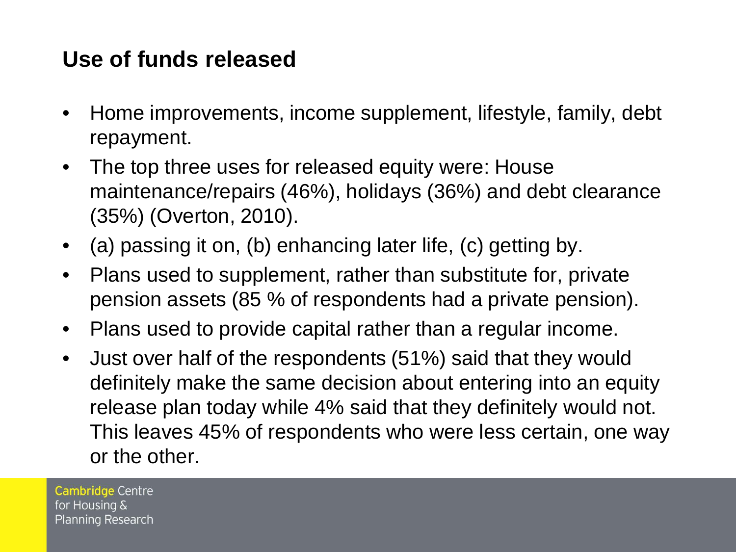## Use of funds released

- Home improvements, income supplement, lifestyle, family, debt repayment.
- The top three uses for released equity were: House maintenance/repairs (46%), holidays (36%) and debt clearance (35%) (Overton, 2010).
- (a) passing it on, (b) enhancing later life, (c) getting by.
- Plans used to supplement, rather than substitute for, private pension assets (85 % of respondents had a private pension).
- Plans used to provide capital rather than a regular income.
- Just over half of the respondents (51%) said that they would definitely make the same decision about entering into an equity release plan today while 4% said that they definitely would not. This leaves 45% of respondents who were less certain, one way or the other.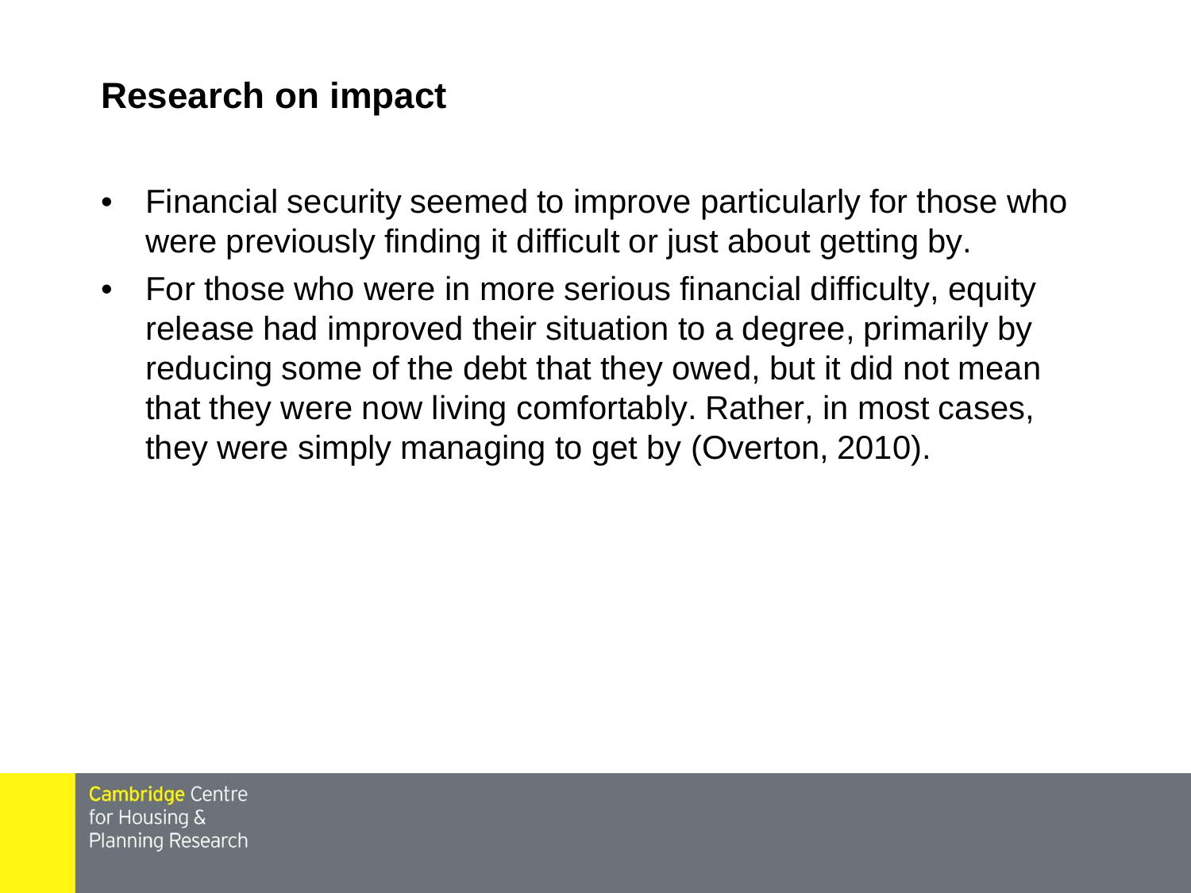## Research on impact

- Financial security seemed to improve particularly for those who were previously finding it difficult or just about getting by.
- For those who were in more serious financial difficulty, equity release had improved their situation to a degree, primarily by reducing some of the debt that they owed, but it did not mean that they were now living comfortably. Rather, in most cases, they were simply managing to get by (Overton, 2010).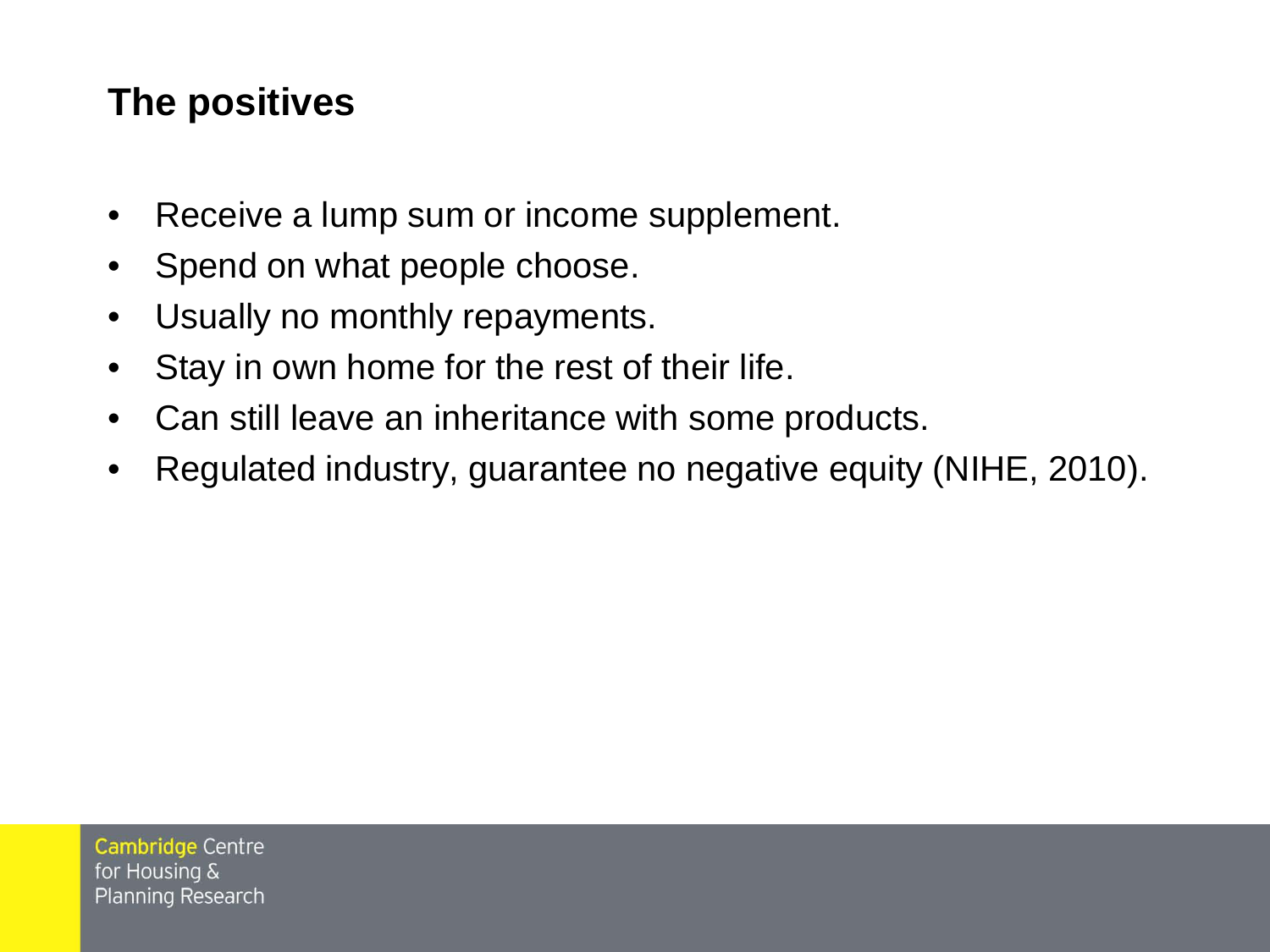## The positives

- Receive a lump sum or income supplement.
- Spend on what people choose.
- Usually no monthly repayments.
- Stay in own home for the rest of their life.
- Can still leave an inheritance with some products.
- Regulated industry, guarantee no negative equity (NIHE, 2010).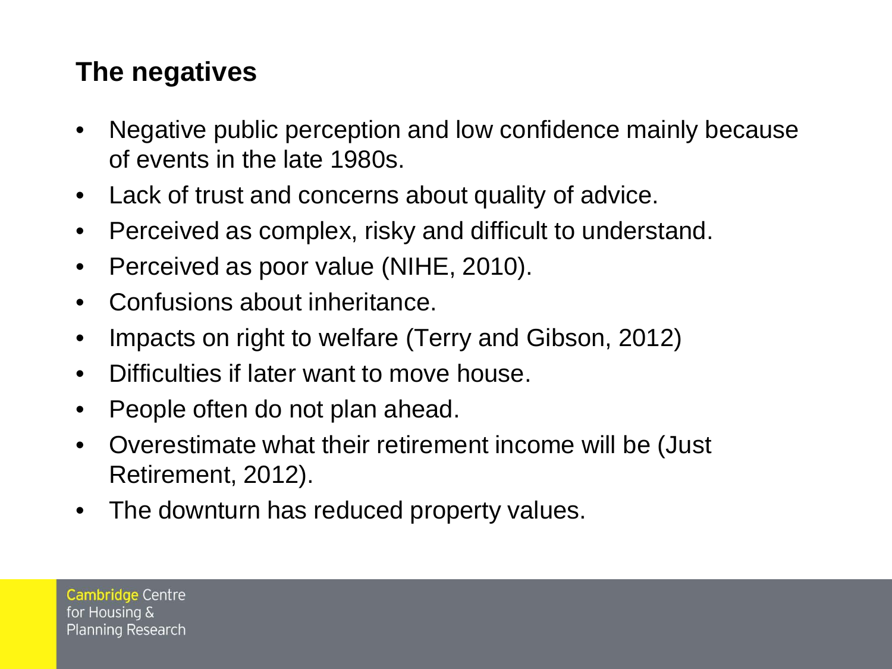## The negatives

- Negative public perception and low confidence mainly because of events in the late 1980s.
- Lack of trust and concerns about quality of advice.
- Perceived as complex, risky and difficult to understand.
- Perceived as poor value (NIHE, 2010).
- Confusions about inheritance.
- Impacts on right to welfare (Terry and Gibson, 2012)
- Difficulties if later want to move house.
- People often do not plan ahead.
- Overestimate what their retirement income will be (Just Retirement, 2012).
- The downturn has reduced property values.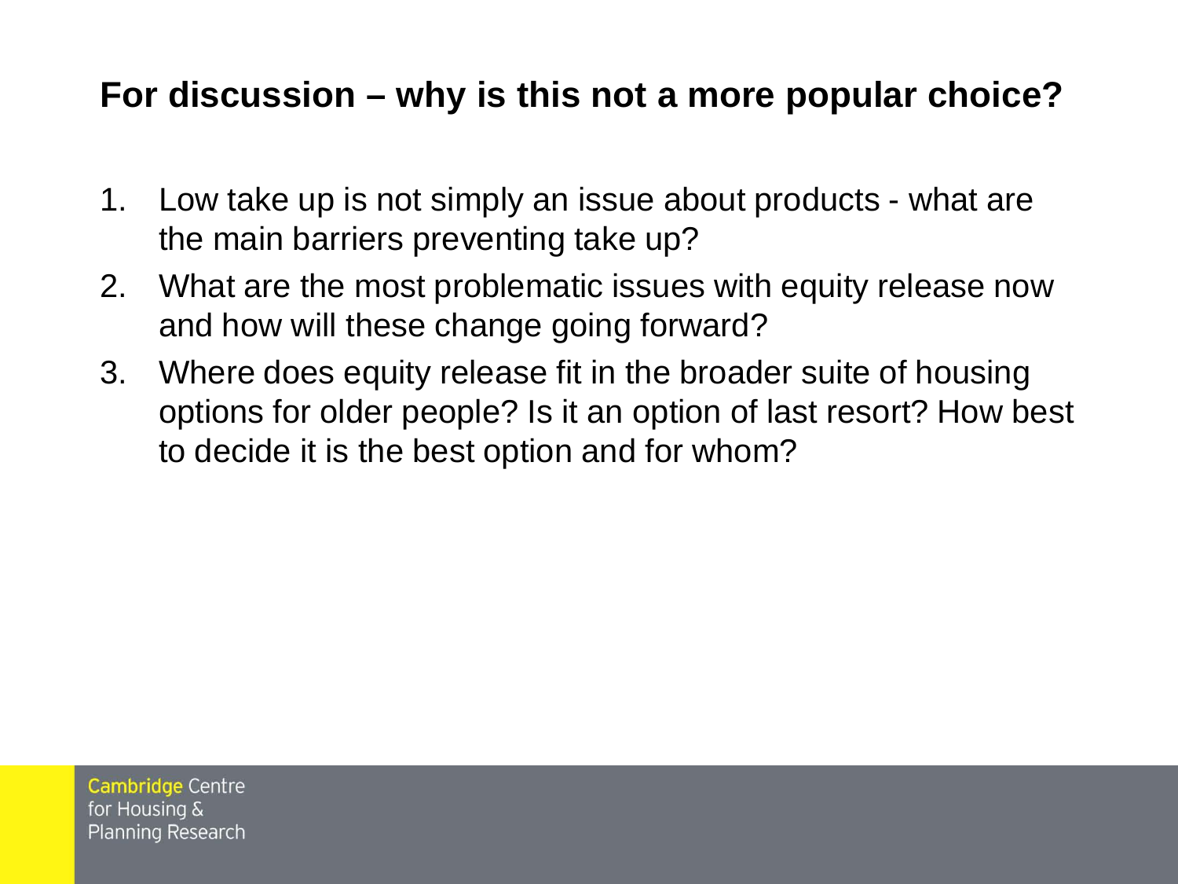## For discussion – why is this not a more popular choice?

1. Low take up is not simply an issue about products - what are the main barriers preventing take up?
2. What are the most problematic issues with equity release now and how will these change going forward?
3. Where does equity release fit in the broader suite of housing options for older people? Is it an option of last resort? How best to decide it is the best option and for whom?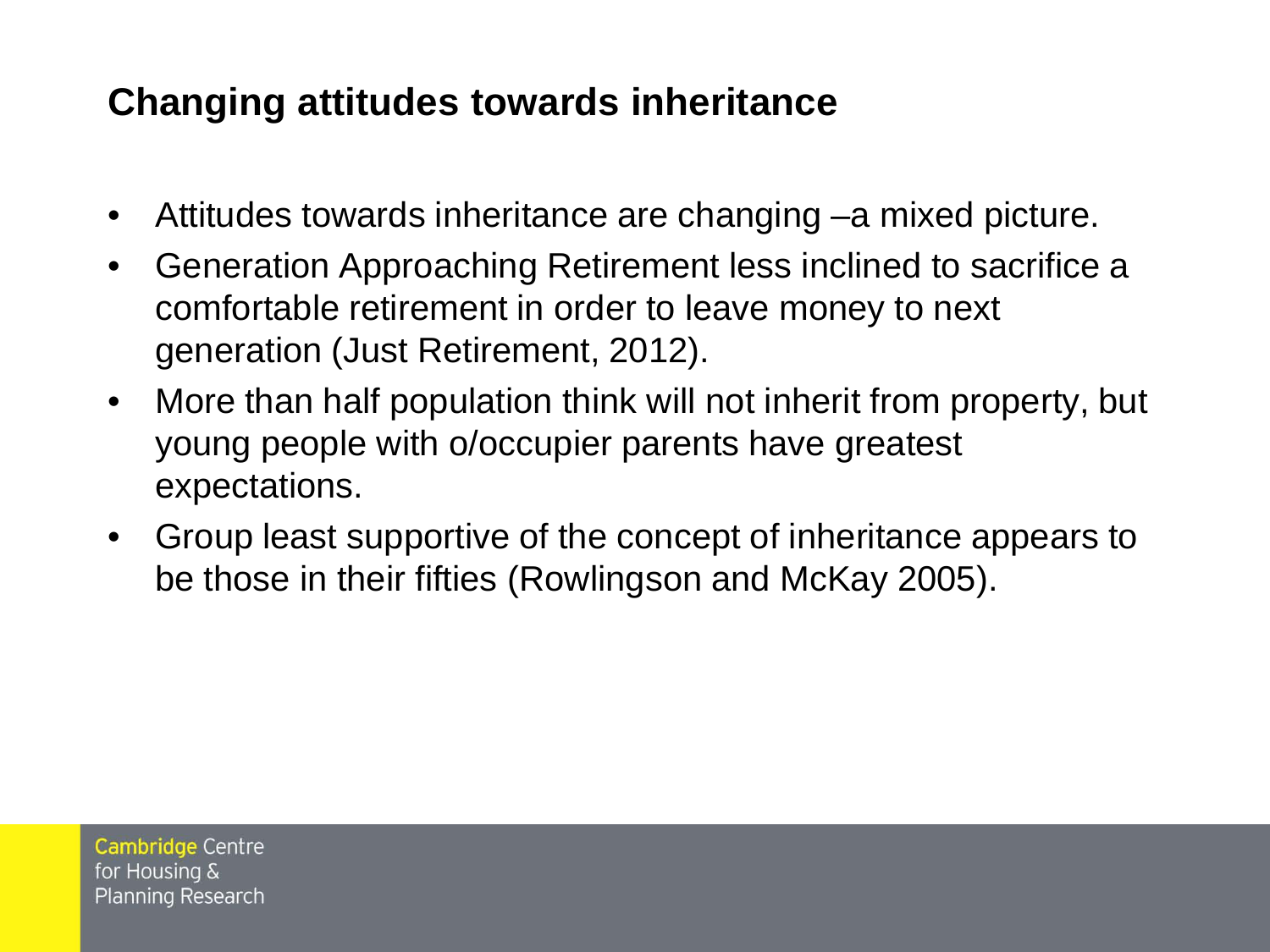## Changing attitudes towards inheritance

- Attitudes towards inheritance are changing –a mixed picture.
- Generation Approaching Retirement less inclined to sacrifice a comfortable retirement in order to leave money to next generation (Just Retirement, 2012).
- More than half population think will not inherit from property, but young people with o/occupier parents have greatest expectations.
- Group least supportive of the concept of inheritance appears to be those in their fifties (Rowlingson and McKay 2005).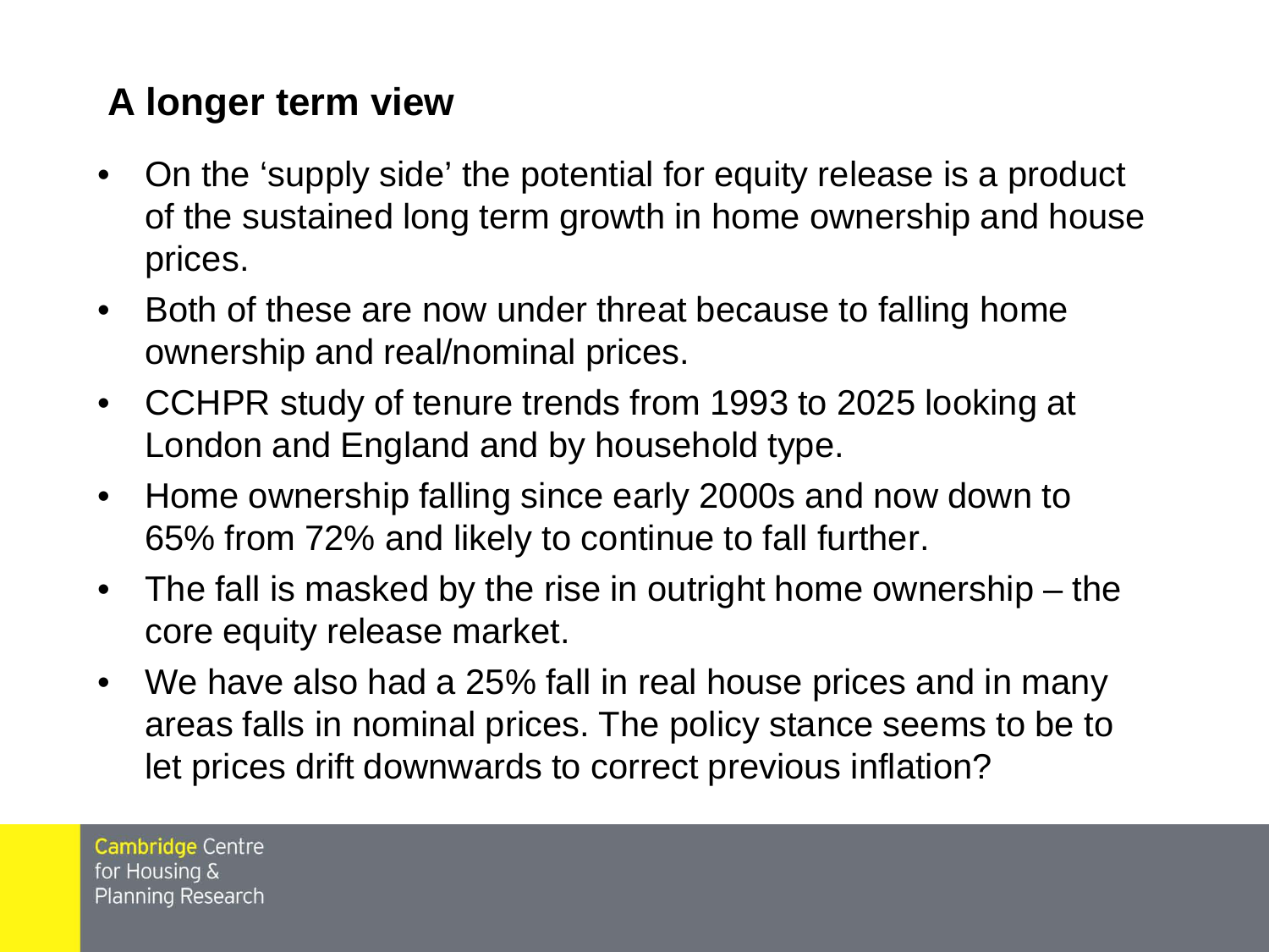## A longer term view

- On the 'supply side' the potential for equity release is a product of the sustained long term growth in home ownership and house prices.
- Both of these are now under threat because to falling home ownership and real/nominal prices.
- CCHPR study of tenure trends from 1993 to 2025 looking at London and England and by household type.
- Home ownership falling since early 2000s and now down to 65% from 72% and likely to continue to fall further.
- The fall is masked by the rise in outright home ownership – the core equity release market.
- We have also had a 25% fall in real house prices and in many areas falls in nominal prices. The policy stance seems to be to let prices drift downwards to correct previous inflation?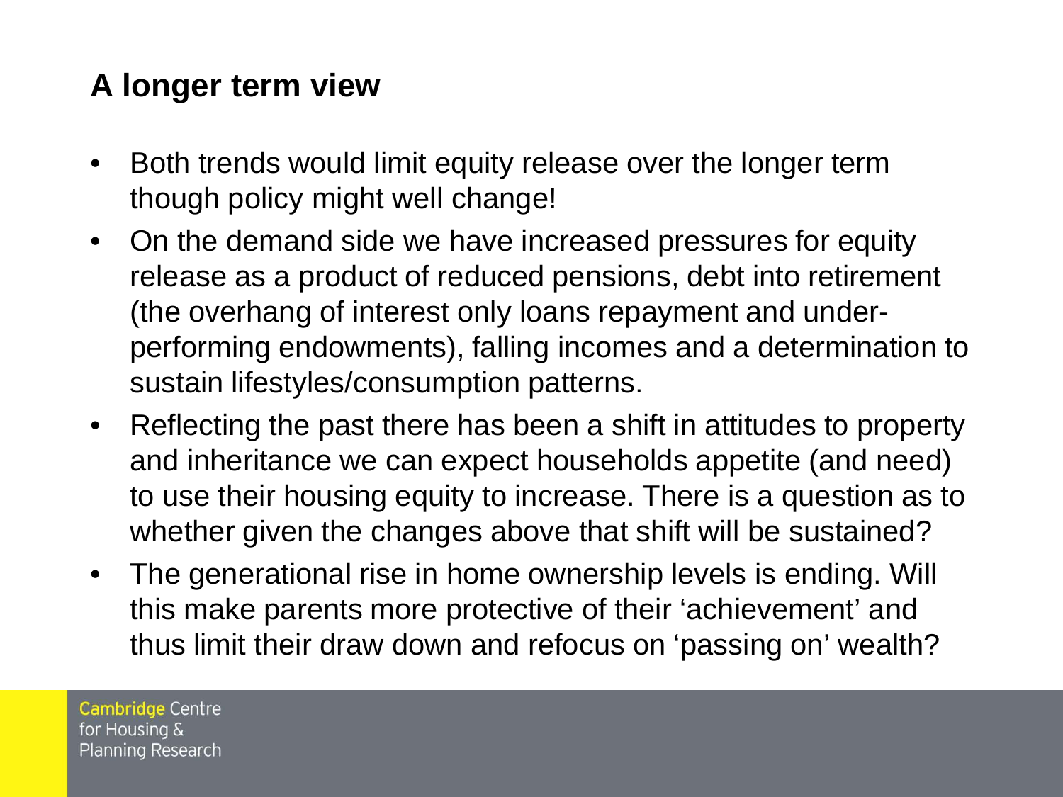## A longer term view

- Both trends would limit equity release over the longer term though policy might well change!
- On the demand side we have increased pressures for equity release as a product of reduced pensions, debt into retirement (the overhang of interest only loans repayment and under-performing endowments), falling incomes and a determination to sustain lifestyles/consumption patterns.
- Reflecting the past there has been a shift in attitudes to property and inheritance we can expect households appetite (and need) to use their housing equity to increase. There is a question as to whether given the changes above that shift will be sustained?
- The generational rise in home ownership levels is ending. Will this make parents more protective of their 'achievement' and thus limit their draw down and refocus on 'passing on' wealth?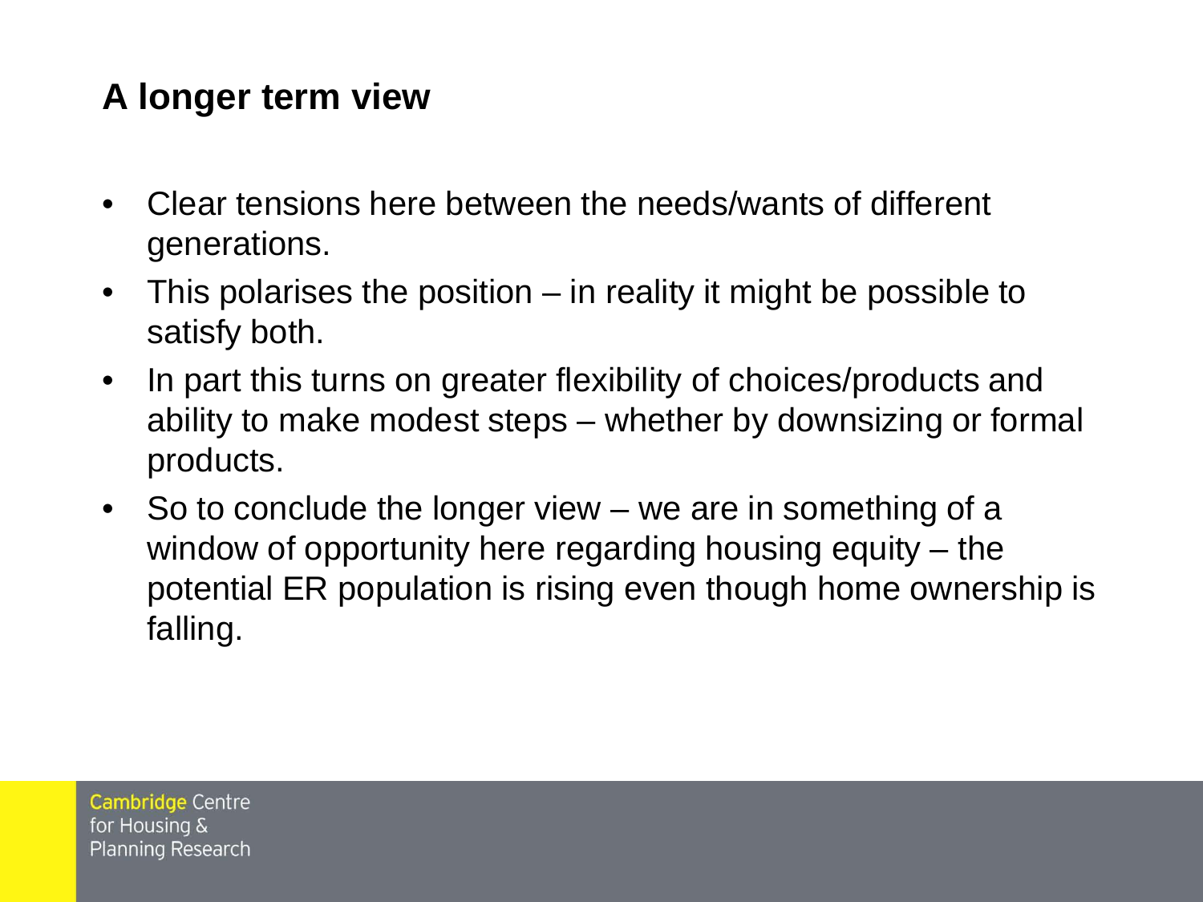## A longer term view

- Clear tensions here between the needs/wants of different generations.
- This polarises the position – in reality it might be possible to satisfy both.
- In part this turns on greater flexibility of choices/products and ability to make modest steps – whether by downsizing or formal products.
- So to conclude the longer view – we are in something of a window of opportunity here regarding housing equity – the potential ER population is rising even though home ownership is falling.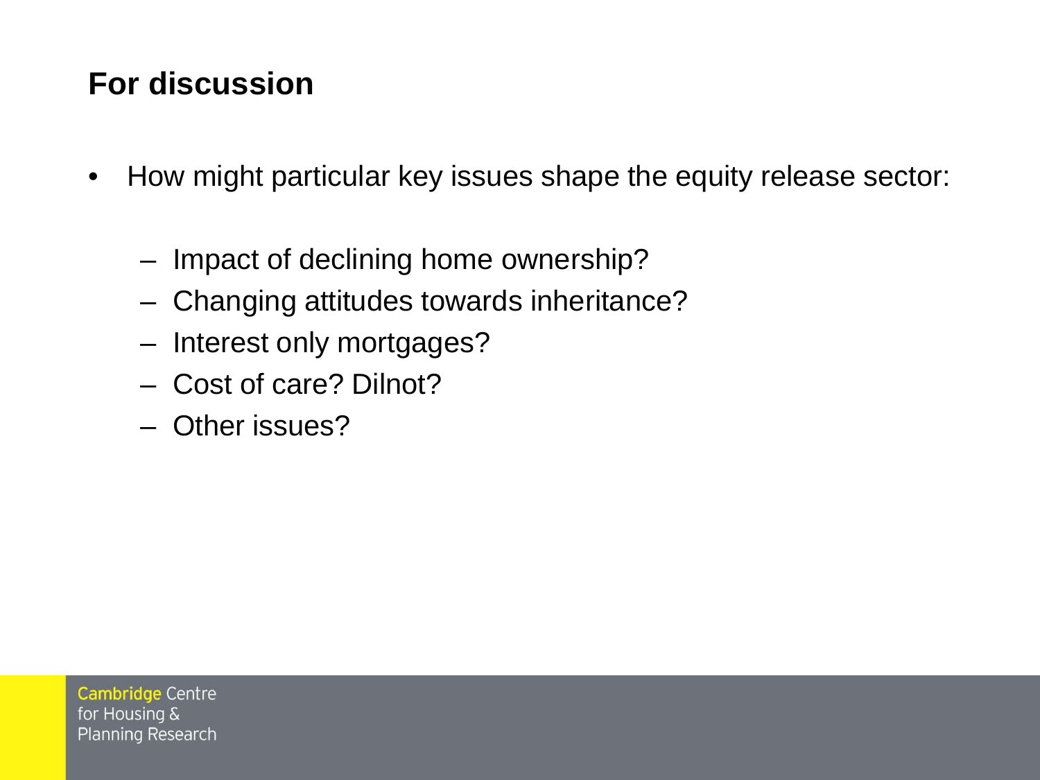## For discussion

- How might particular key issues shape the equity release sector:
  - Impact of declining home ownership?
  - Changing attitudes towards inheritance?
  - Interest only mortgages?
  - Cost of care? Dilnot?
  - Other issues?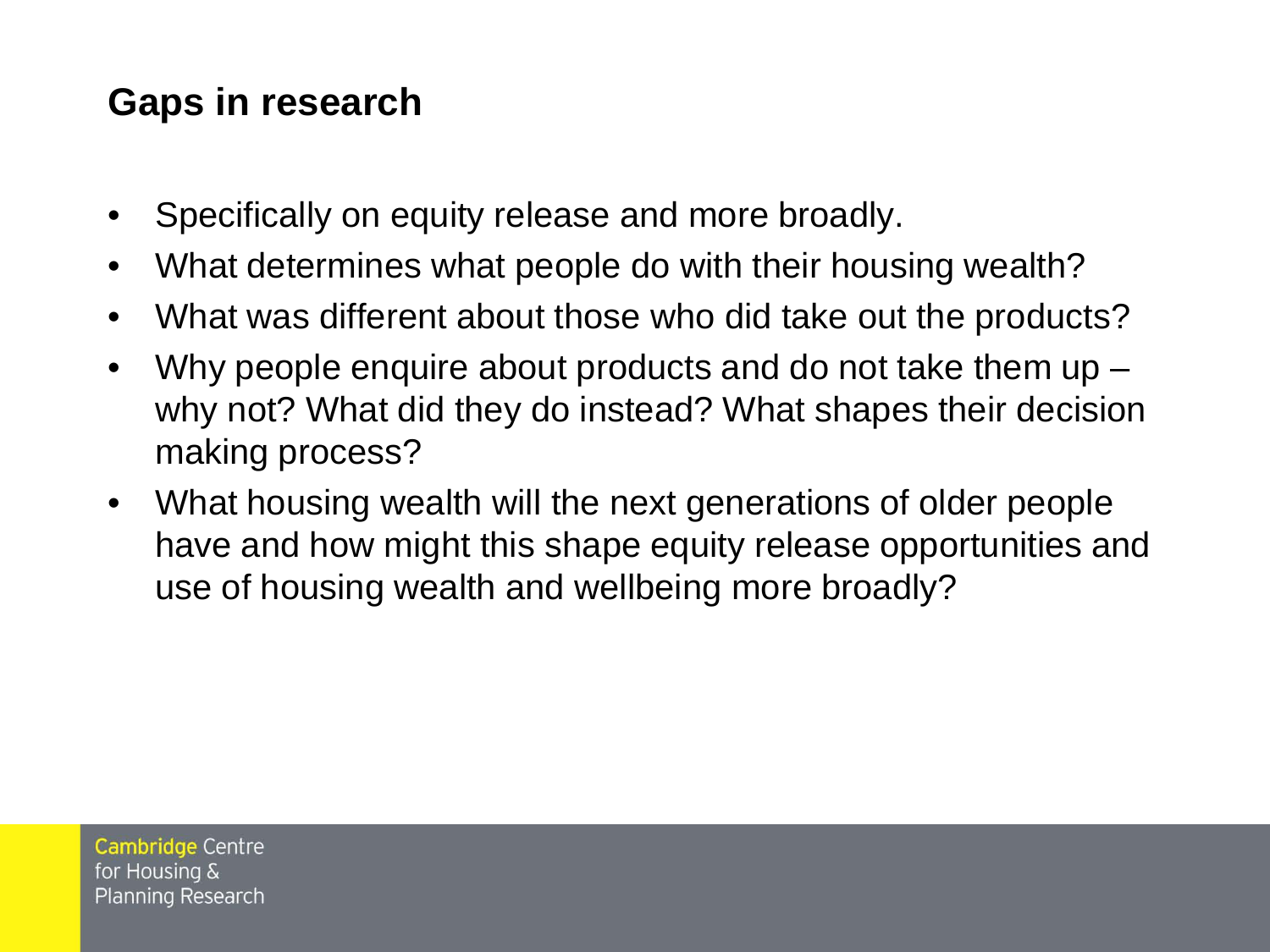## Gaps in research

- Specifically on equity release and more broadly.
- What determines what people do with their housing wealth?
- What was different about those who did take out the products?
- Why people enquire about products and do not take them up – why not? What did they do instead? What shapes their decision making process?
- What housing wealth will the next generations of older people have and how might this shape equity release opportunities and use of housing wealth and wellbeing more broadly?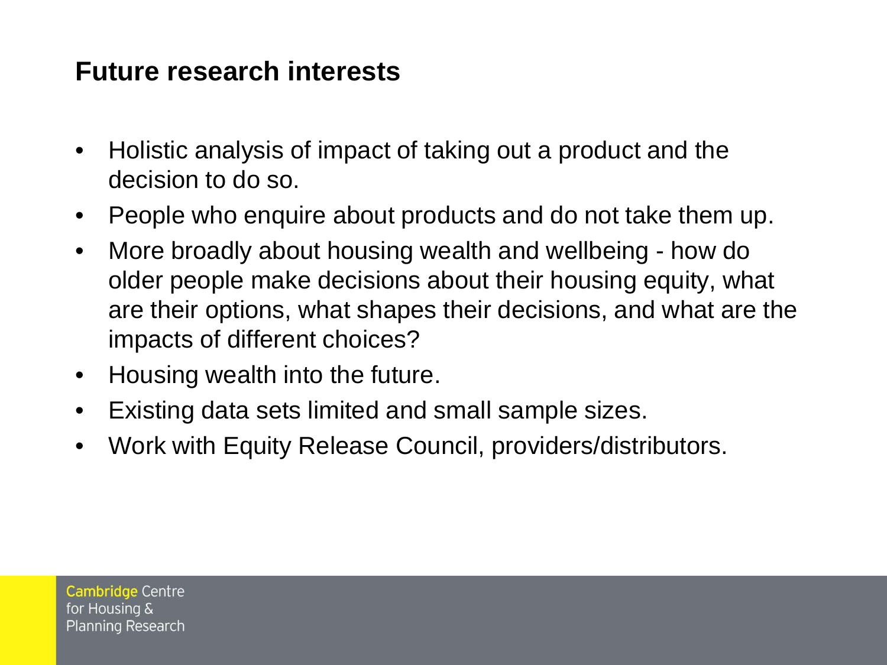## Future research interests

- Holistic analysis of impact of taking out a product and the decision to do so.
- People who enquire about products and do not take them up.
- More broadly about housing wealth and wellbeing - how do older people make decisions about their housing equity, what are their options, what shapes their decisions, and what are the impacts of different choices?
- Housing wealth into the future.
- Existing data sets limited and small sample sizes.
- Work with Equity Release Council, providers/distributors.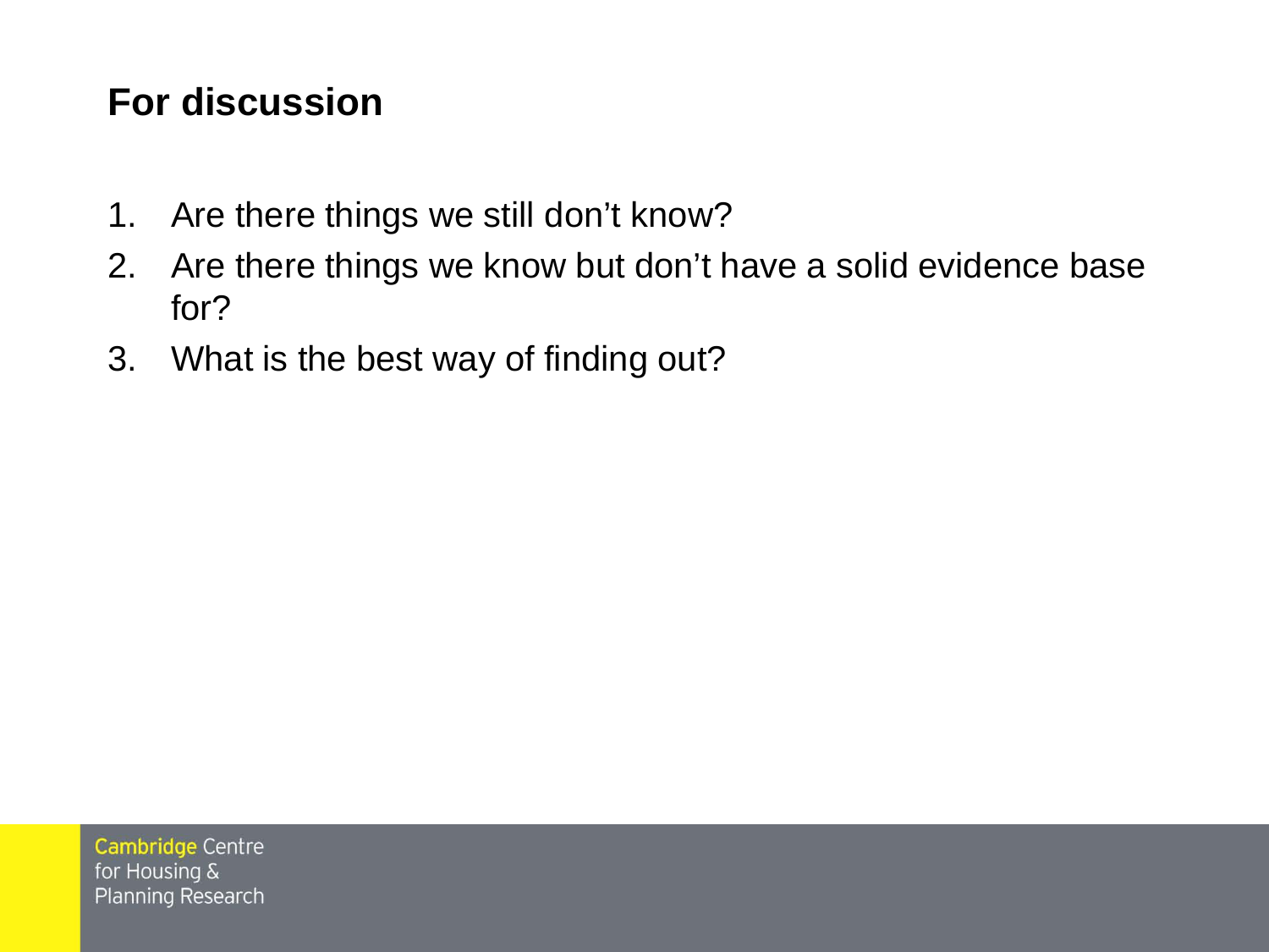## For discussion

1. Are there things we still don't know?
2. Are there things we know but don't have a solid evidence base for?
3. What is the best way of finding out?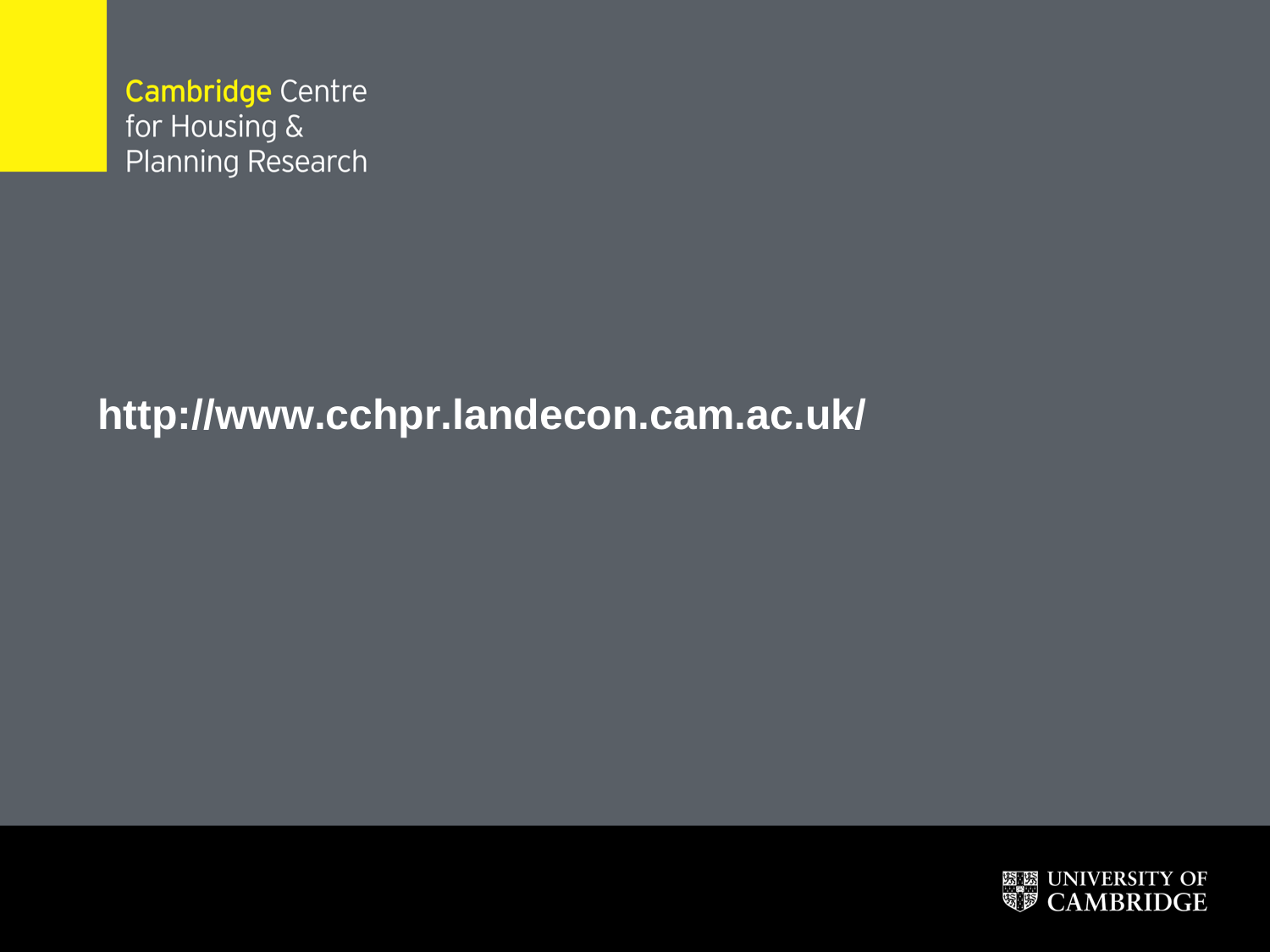Cambridge Centre for Housing & Planning Research

**http://www.cchpr.landecon.cam.ac.uk/**

UNIVERSITY OF CAMBRIDGE